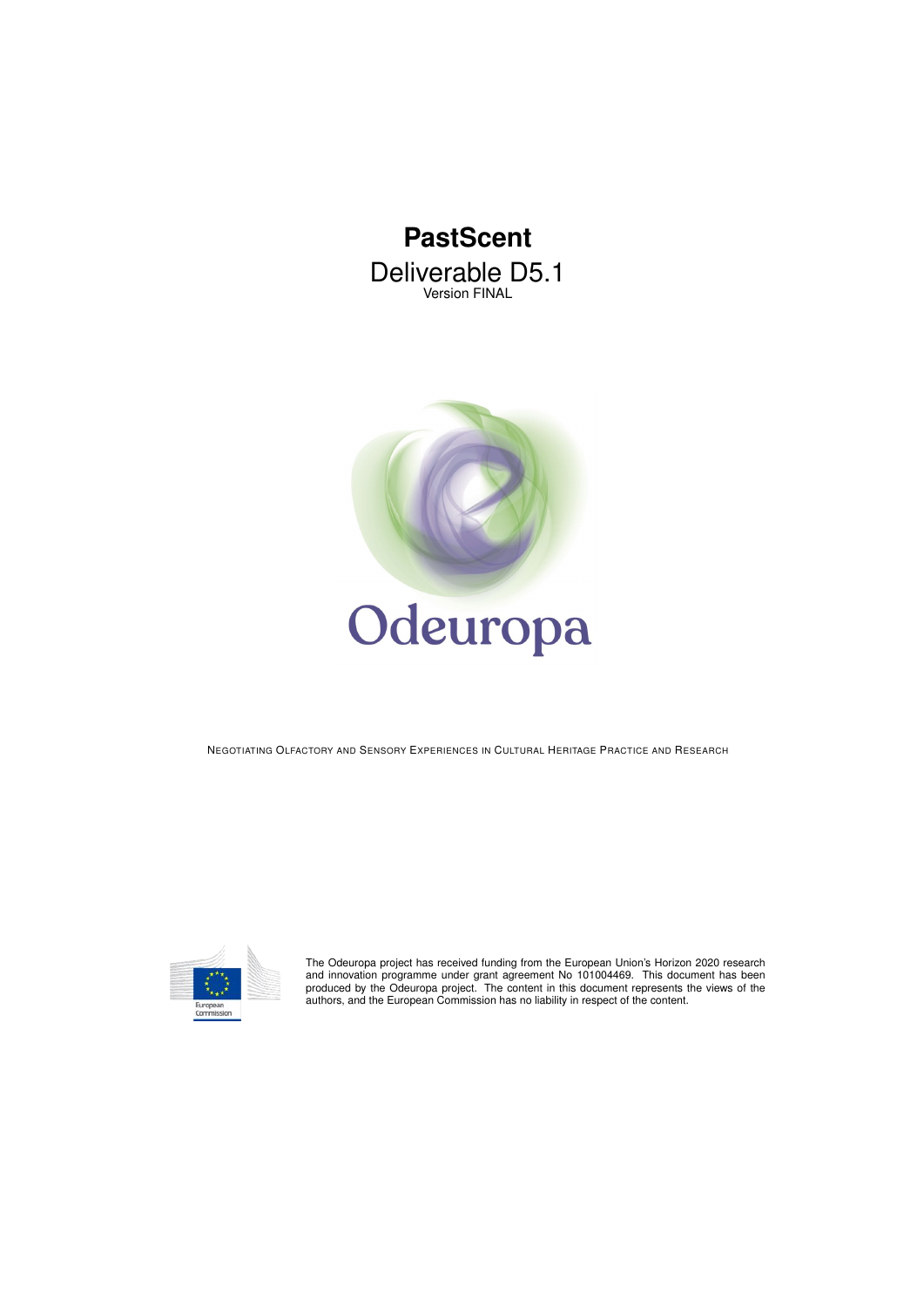# PastScent

Deliverable D5.1

Version FINAL

Odeuropa

NEGOTIATING OLFACTORY AND SENSORY EXPERIENCES IN CULTURAL HERITAGE PRACTICE AND RESEARCH

The Odeuropa project has received funding from the European Union's Horizon 2020 research and innovation programme under grant agreement No 101004469. This document has been produced by the Odeuropa project. The content in this document represents the views of the authors, and the European Commission has no liability in respect of the content.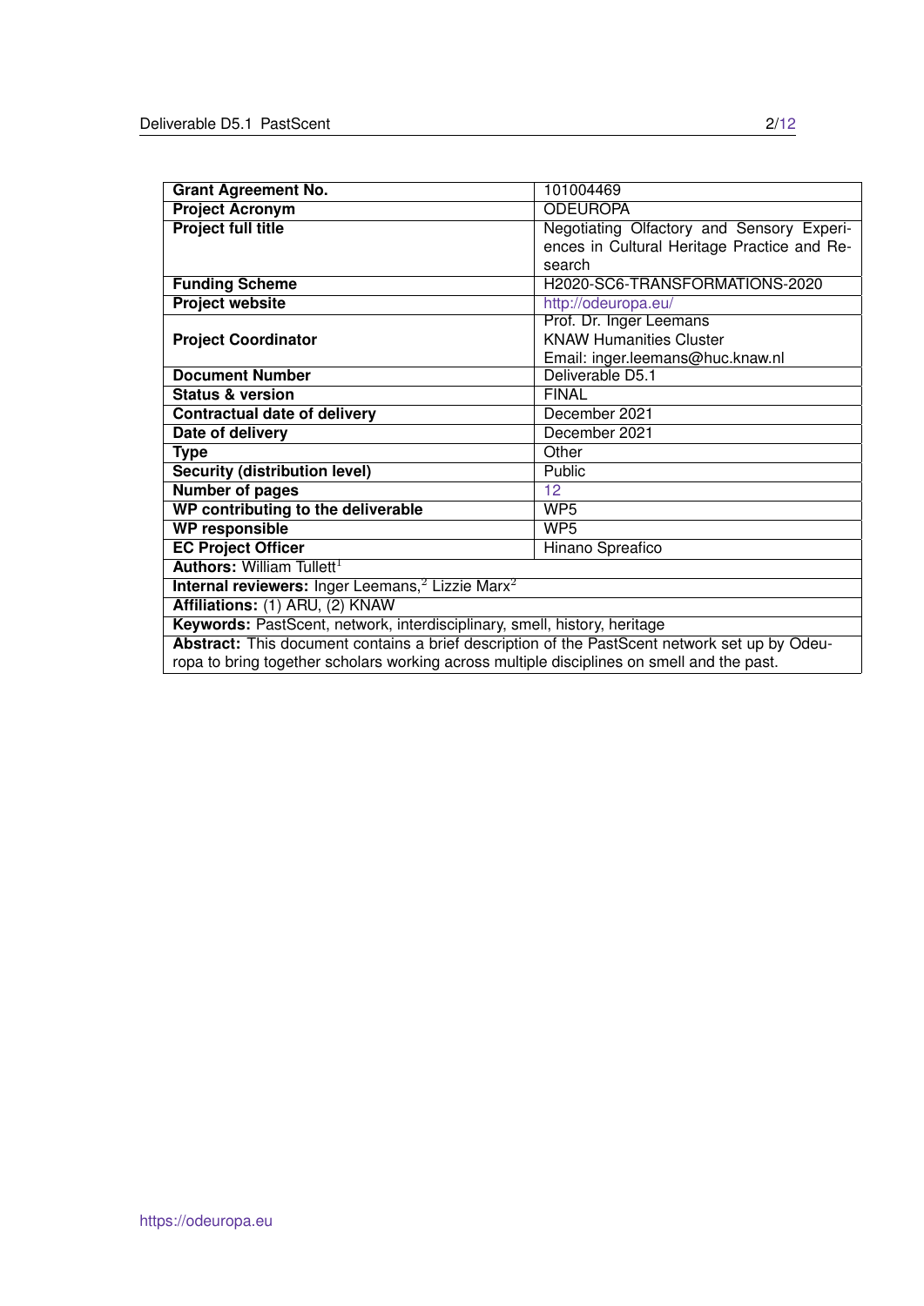| Grant Agreement No. | 101004469 |
|---|---|
| **Project Acronym** | ODEUROPA |
| **Project full title** | Negotiating Olfactory and Sensory Experiences in Cultural Heritage Practice and Research |
| **Funding Scheme** | H2020-SC6-TRANSFORMATIONS-2020 |
| **Project website** | http://odeuropa.eu/ |
| **Project Coordinator** | Prof. Dr. Inger Leemans<br>KNAW Humanities Cluster<br>Email: inger.leemans@huc.knaw.nl |
| **Document Number** | Deliverable D5.1 |
| **Status & version** | FINAL |
| **Contractual date of delivery** | December 2021 |
| **Date of delivery** | December 2021 |
| **Type** | Other |
| **Security (distribution level)** | Public |
| **Number of pages** | 12 |
| **WP contributing to the deliverable** | WP5 |
| **WP responsible** | WP5 |
| **EC Project Officer** | Hinano Spreafico |
| **Authors:** William Tullett[1] | |
| **Internal reviewers:** Inger Leemans,[2] Lizzie Marx[2] | |
| **Affiliations:** (1) ARU, (2) KNAW | |
| **Keywords:** PastScent, network, interdisciplinary, smell, history, heritage | |
| **Abstract:** This document contains a brief description of the PastScent network set up by Odeuropa to bring together scholars working across multiple disciplines on smell and the past. | |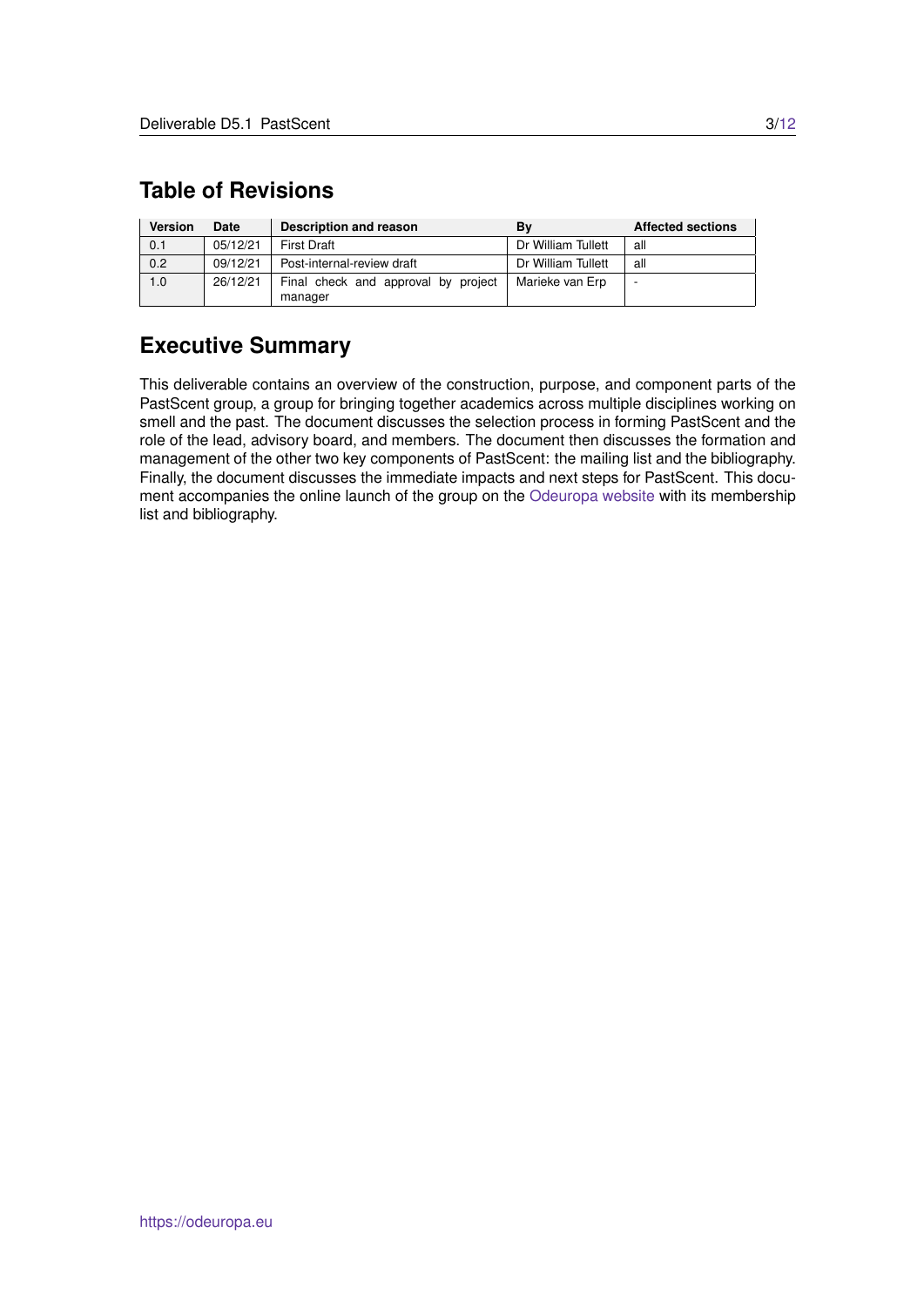## Table of Revisions

| Version | Date | Description and reason | By | Affected sections |
|---|---|---|---|---|
| 0.1 | 05/12/21 | First Draft | Dr William Tullett | all |
| 0.2 | 09/12/21 | Post-internal-review draft | Dr William Tullett | all |
| 1.0 | 26/12/21 | Final check and approval by project manager | Marieke van Erp | - |

## Executive Summary

This deliverable contains an overview of the construction, purpose, and component parts of the PastScent group, a group for bringing together academics across multiple disciplines working on smell and the past. The document discusses the selection process in forming PastScent and the role of the lead, advisory board, and members. The document then discusses the formation and management of the other two key components of PastScent: the mailing list and the bibliography. Finally, the document discusses the immediate impacts and next steps for PastScent. This document accompanies the online launch of the group on the Odeuropa website with its membership list and bibliography.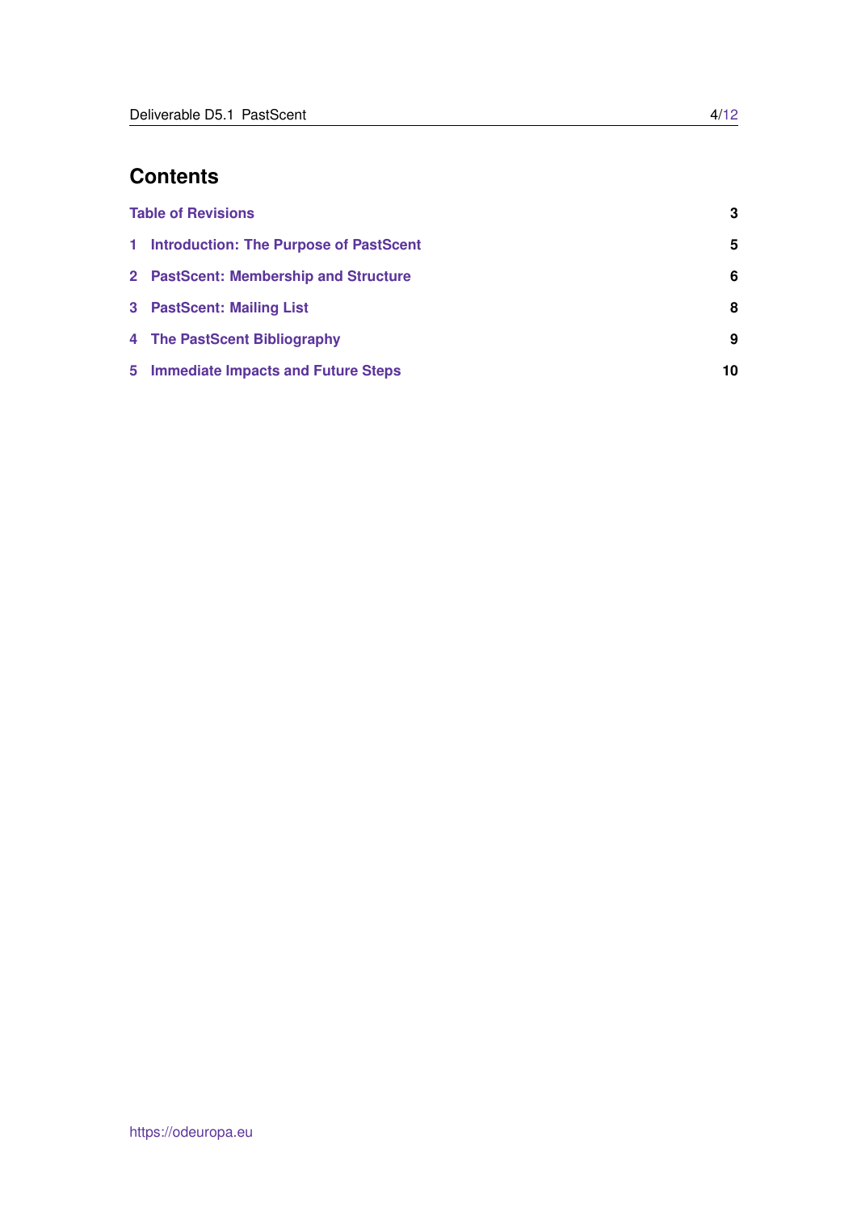# Contents

Table of Revisions 3

1 Introduction: The Purpose of PastScent 5

2 PastScent: Membership and Structure 6

3 PastScent: Mailing List 8

4 The PastScent Bibliography 9

5 Immediate Impacts and Future Steps 10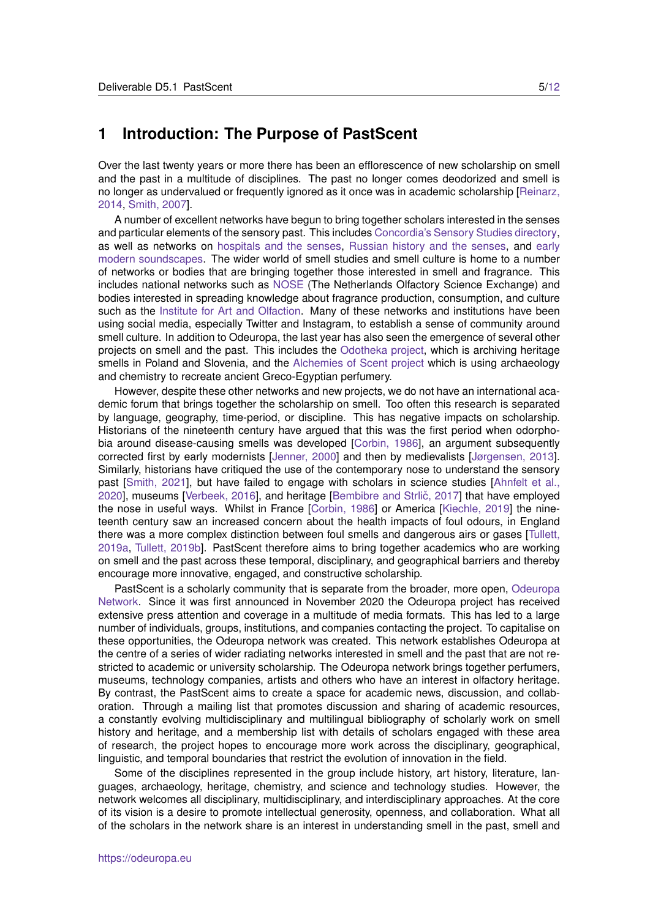# 1 Introduction: The Purpose of PastScent

Over the last twenty years or more there has been an efflorescence of new scholarship on smell and the past in a multitude of disciplines. The past no longer comes deodorized and smell is no longer as undervalued or frequently ignored as it once was in academic scholarship [Reinarz, 2014, Smith, 2007].

A number of excellent networks have begun to bring together scholars interested in the senses and particular elements of the sensory past. This includes Concordia's Sensory Studies directory, as well as networks on hospitals and the senses, Russian history and the senses, and early modern soundscapes. The wider world of smell studies and smell culture is home to a number of networks or bodies that are bringing together those interested in smell and fragrance. This includes national networks such as NOSE (The Netherlands Olfactory Science Exchange) and bodies interested in spreading knowledge about fragrance production, consumption, and culture such as the Institute for Art and Olfaction. Many of these networks and institutions have been using social media, especially Twitter and Instagram, to establish a sense of community around smell culture. In addition to Odeuropa, the last year has also seen the emergence of several other projects on smell and the past. This includes the Odotheka project, which is archiving heritage smells in Poland and Slovenia, and the Alchemies of Scent project which is using archaeology and chemistry to recreate ancient Greco-Egyptian perfumery.

However, despite these other networks and new projects, we do not have an international academic forum that brings together the scholarship on smell. Too often this research is separated by language, geography, time-period, or discipline. This has negative impacts on scholarship. Historians of the nineteenth century have argued that this was the first period when odorphobia around disease-causing smells was developed [Corbin, 1986], an argument subsequently corrected first by early modernists [Jenner, 2000] and then by medievalists [Jørgensen, 2013]. Similarly, historians have critiqued the use of the contemporary nose to understand the sensory past [Smith, 2021], but have failed to engage with scholars in science studies [Ahnfelt et al., 2020], museums [Verbeek, 2016], and heritage [Bembibre and Strlič, 2017] that have employed the nose in useful ways. Whilst in France [Corbin, 1986] or America [Kiechle, 2019] the nineteenth century saw an increased concern about the health impacts of foul odours, in England there was a more complex distinction between foul smells and dangerous airs or gases [Tullett, 2019a, Tullett, 2019b]. PastScent therefore aims to bring together academics who are working on smell and the past across these temporal, disciplinary, and geographical barriers and thereby encourage more innovative, engaged, and constructive scholarship.

PastScent is a scholarly community that is separate from the broader, more open, Odeuropa Network. Since it was first announced in November 2020 the Odeuropa project has received extensive press attention and coverage in a multitude of media formats. This has led to a large number of individuals, groups, institutions, and companies contacting the project. To capitalise on these opportunities, the Odeuropa network was created. This network establishes Odeuropa at the centre of a series of wider radiating networks interested in smell and the past that are not restricted to academic or university scholarship. The Odeuropa network brings together perfumers, museums, technology companies, artists and others who have an interest in olfactory heritage. By contrast, the PastScent aims to create a space for academic news, discussion, and collaboration. Through a mailing list that promotes discussion and sharing of academic resources, a constantly evolving multidisciplinary and multilingual bibliography of scholarly work on smell history and heritage, and a membership list with details of scholars engaged with these area of research, the project hopes to encourage more work across the disciplinary, geographical, linguistic, and temporal boundaries that restrict the evolution of innovation in the field.

Some of the disciplines represented in the group include history, art history, literature, languages, archaeology, heritage, chemistry, and science and technology studies. However, the network welcomes all disciplinary, multidisciplinary, and interdisciplinary approaches. At the core of its vision is a desire to promote intellectual generosity, openness, and collaboration. What all of the scholars in the network share is an interest in understanding smell in the past, smell and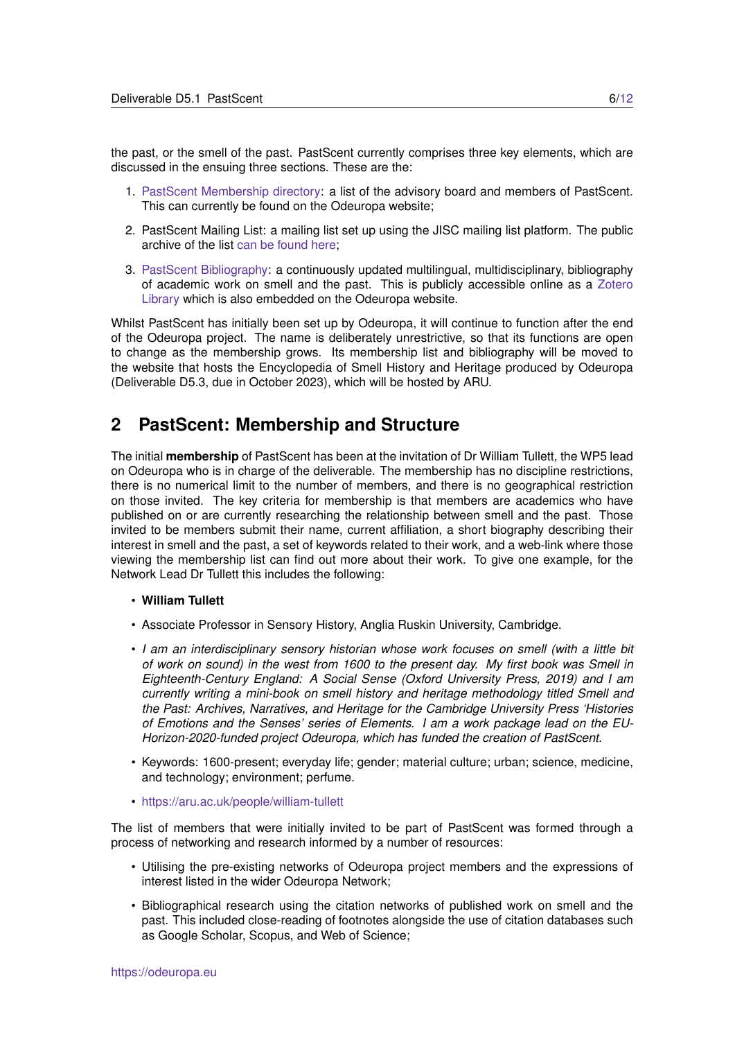the past, or the smell of the past. PastScent currently comprises three key elements, which are discussed in the ensuing three sections. These are the:

1. PastScent Membership directory: a list of the advisory board and members of PastScent. This can currently be found on the Odeuropa website;
2. PastScent Mailing List: a mailing list set up using the JISC mailing list platform. The public archive of the list can be found here;
3. PastScent Bibliography: a continuously updated multilingual, multidisciplinary, bibliography of academic work on smell and the past. This is publicly accessible online as a Zotero Library which is also embedded on the Odeuropa website.

Whilst PastScent has initially been set up by Odeuropa, it will continue to function after the end of the Odeuropa project. The name is deliberately unrestrictive, so that its functions are open to change as the membership grows. Its membership list and bibliography will be moved to the website that hosts the Encyclopedia of Smell History and Heritage produced by Odeuropa (Deliverable D5.3, due in October 2023), which will be hosted by ARU.

# 2 PastScent: Membership and Structure

The initial **membership** of PastScent has been at the invitation of Dr William Tullett, the WP5 lead on Odeuropa who is in charge of the deliverable. The membership has no discipline restrictions, there is no numerical limit to the number of members, and there is no geographical restriction on those invited. The key criteria for membership is that members are academics who have published on or are currently researching the relationship between smell and the past. Those invited to be members submit their name, current affiliation, a short biograpahy describing their interest in smell and the past, a set of keywords related to their work, and a web-link where those viewing the membership list can find out more about their work. To give one example, for the Network Lead Dr Tullett this includes the following:

- **William Tullett**
- Associate Professor in Sensory History, Anglia Ruskin University, Cambridge.
- *I am an interdisciplinary sensory historian whose work focuses on smell (with a little bit of work on sound) in the west from 1600 to the present day. My first book was Smell in Eighteenth-Century England: A Social Sense (Oxford University Press, 2019) and I am currently writing a mini-book on smell history and heritage methodology titled Smell and the Past: Archives, Narratives, and Heritage for the Cambridge University Press 'Histories of Emotions and the Senses' series of Elements. I am a work package lead on the EU-Horizon-2020-funded project Odeuropa, which has funded the creation of PastScent.*
- Keywords: 1600-present; everyday life; gender; material culture; urban; science, medicine, and technology; environment; perfume.
- https://aru.ac.uk/people/william-tullett

The list of members that were initially invited to be part of PastScent was formed through a process of networking and research informed by a number of resources:

- Utilising the pre-existing networks of Odeuropa project members and the expressions of interest listed in the wider Odeuropa Network;
- Bibliographical research using the citation networks of published work on smell and the past. This included close-reading of footnotes alongside the use of citation databases such as Google Scholar, Scopus, and Web of Science;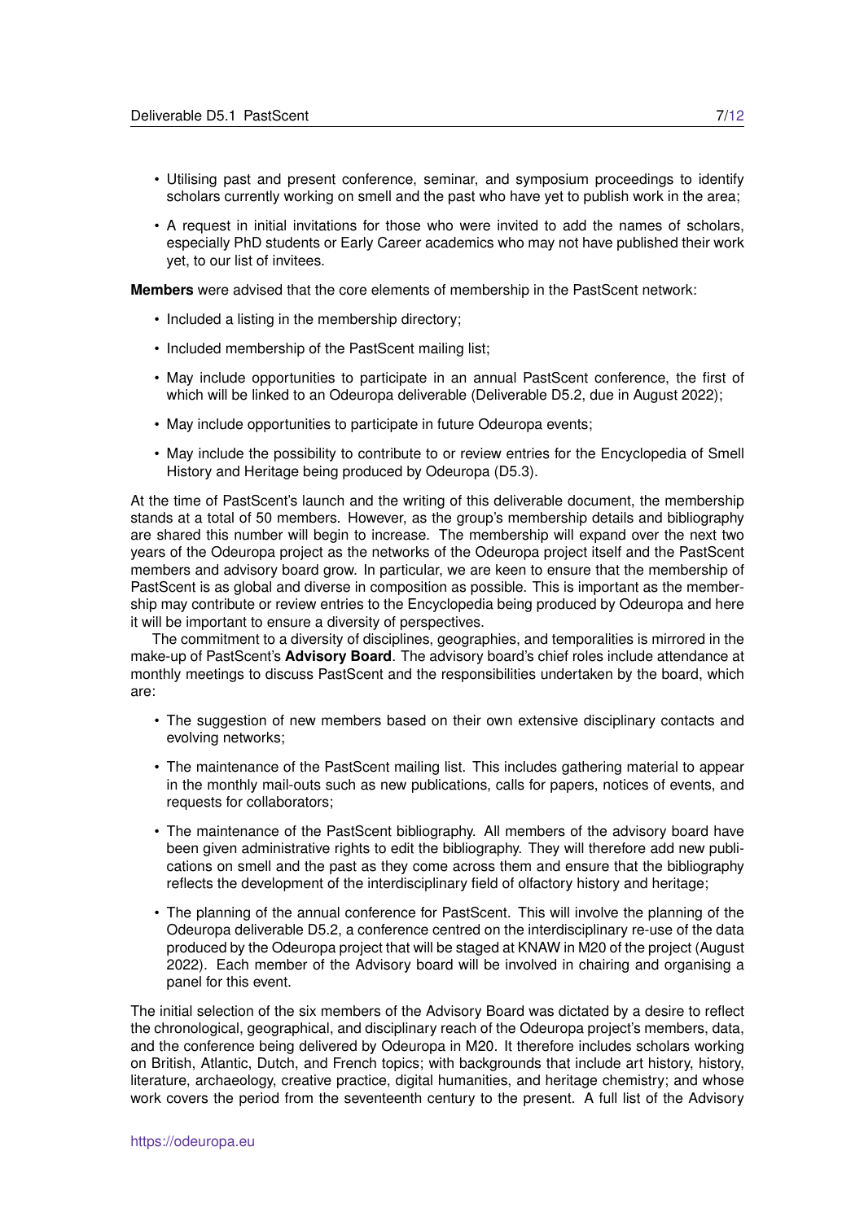- Utilising past and present conference, seminar, and symposium proceedings to identify scholars currently working on smell and the past who have yet to publish work in the area;
- A request in initial invitations for those who were invited to add the names of scholars, especially PhD students or Early Career academics who may not have published their work yet, to our list of invitees.

**Members** were advised that the core elements of membership in the PastScent network:

- Included a listing in the membership directory;
- Included membership of the PastScent mailing list;
- May include opportunities to participate in an annual PastScent conference, the first of which will be linked to an Odeuropa deliverable (Deliverable D5.2, due in August 2022);
- May include opportunities to participate in future Odeuropa events;
- May include the possibility to contribute to or review entries for the Encyclopedia of Smell History and Heritage being produced by Odeuropa (D5.3).

At the time of PastScent's launch and the writing of this deliverable document, the membership stands at a total of 50 members. However, as the group's membership details and bibliography are shared this number will begin to increase. The membership will expand over the next two years of the Odeuropa project as the networks of the Odeuropa project itself and the PastScent members and advisory board grow. In particular, we are keen to ensure that the membership of PastScent is as global and diverse in composition as possible. This is important as the membership may contribute or review entries to the Encyclopedia being produced by Odeuropa and here it will be important to ensure a diversity of perspectives.

The commitment to a diversity of disciplines, geographies, and temporalities is mirrored in the make-up of PastScent's **Advisory Board**. The advisory board's chief roles include attendance at monthly meetings to discuss PastScent and the responsibilities undertaken by the board, which are:

- The suggestion of new members based on their own extensive disciplinary contacts and evolving networks;
- The maintenance of the PastScent mailing list. This includes gathering material to appear in the monthly mail-outs such as new publications, calls for papers, notices of events, and requests for collaborators;
- The maintenance of the PastScent bibliography. All members of the advisory board have been given administrative rights to edit the bibliography. They will therefore add new publications on smell and the past as they come across them and ensure that the bibliography reflects the development of the interdisciplinary field of olfactory history and heritage;
- The planning of the annual conference for PastScent. This will involve the planning of the Odeuropa deliverable D5.2, a conference centred on the interdisciplinary re-use of the data produced by the Odeuropa project that will be staged at KNAW in M20 of the project (August 2022). Each member of the Advisory board will be involved in chairing and organising a panel for this event.

The initial selection of the six members of the Advisory Board was dictated by a desire to reflect the chronological, geographical, and disciplinary reach of the Odeuropa project's members, data, and the conference being delivered by Odeuropa in M20. It therefore includes scholars working on British, Atlantic, Dutch, and French topics; with backgrounds that include art history, history, literature, archaeology, creative practice, digital humanities, and heritage chemistry; and whose work covers the period from the seventeenth century to the present. A full list of the Advisory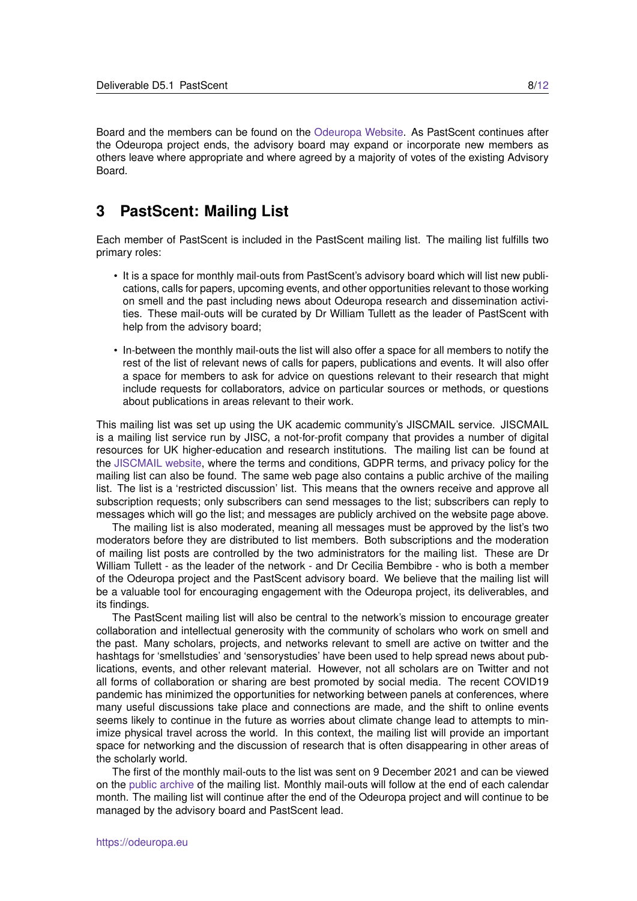Board and the members can be found on the Odeuropa Website. As PastScent continues after the Odeuropa project ends, the advisory board may expand or incorporate new members as others leave where appropriate and where agreed by a majority of votes of the existing Advisory Board.

# 3 PastScent: Mailing List

Each member of PastScent is included in the PastScent mailing list. The mailing list fulfills two primary roles:

- It is a space for monthly mail-outs from PastScent's advisory board which will list new publications, calls for papers, upcoming events, and other opportunities relevant to those working on smell and the past including news about Odeuropa research and dissemination activities. These mail-outs will be curated by Dr William Tullett as the leader of PastScent with help from the advisory board;
- In-between the monthly mail-outs the list will also offer a space for all members to notify the rest of the list of relevant news of calls for papers, publications and events. It will also offer a space for members to ask for advice on questions relevant to their research that might include requests for collaborators, advice on particular sources or methods, or questions about publications in areas relevant to their work.

This mailing list was set up using the UK academic community's JISCMAIL service. JISCMAIL is a mailing list service run by JISC, a not-for-profit company that provides a number of digital resources for UK higher-education and research institutions. The mailing list can be found at the JISCMAIL website, where the terms and conditions, GDPR terms, and privacy policy for the mailing list can also be found. The same web page also contains a public archive of the mailing list. The list is a 'restricted discussion' list. This means that the owners receive and approve all subscription requests; only subscribers can send messages to the list; subscribers can reply to messages which will go the list; and messages are publicly archived on the website page above.

The mailing list is also moderated, meaning all messages must be approved by the list's two moderators before they are distributed to list members. Both subscriptions and the moderation of mailing list posts are controlled by the two administrators for the mailing list. These are Dr William Tullett - as the leader of the network - and Dr Cecilia Bembibre - who is both a member of the Odeuropa project and the PastScent advisory board. We believe that the mailing list will be a valuable tool for encouraging engagement with the Odeuropa project, its deliverables, and its findings.

The PastScent mailing list will also be central to the network's mission to encourage greater collaboration and intellectual generosity with the community of scholars who work on smell and the past. Many scholars, projects, and networks relevant to smell are active on twitter and the hashtags for 'smellstudies' and 'sensorystudies' have been used to help spread news about publications, events, and other relevant material. However, not all scholars are on Twitter and not all forms of collaboration or sharing are best promoted by social media. The recent COVID19 pandemic has minimized the opportunities for networking between panels at conferences, where many useful discussions take place and connections are made, and the shift to online events seems likely to continue in the future as worries about climate change lead to attempts to minimize physical travel across the world. In this context, the mailing list will provide an important space for networking and the discussion of research that is often disappearing in other areas of the scholarly world.

The first of the monthly mail-outs to the list was sent on 9 December 2021 and can be viewed on the public archive of the mailing list. Monthly mail-outs will follow at the end of each calendar month. The mailing list will continue after the end of the Odeuropa project and will continue to be managed by the advisory board and PastScent lead.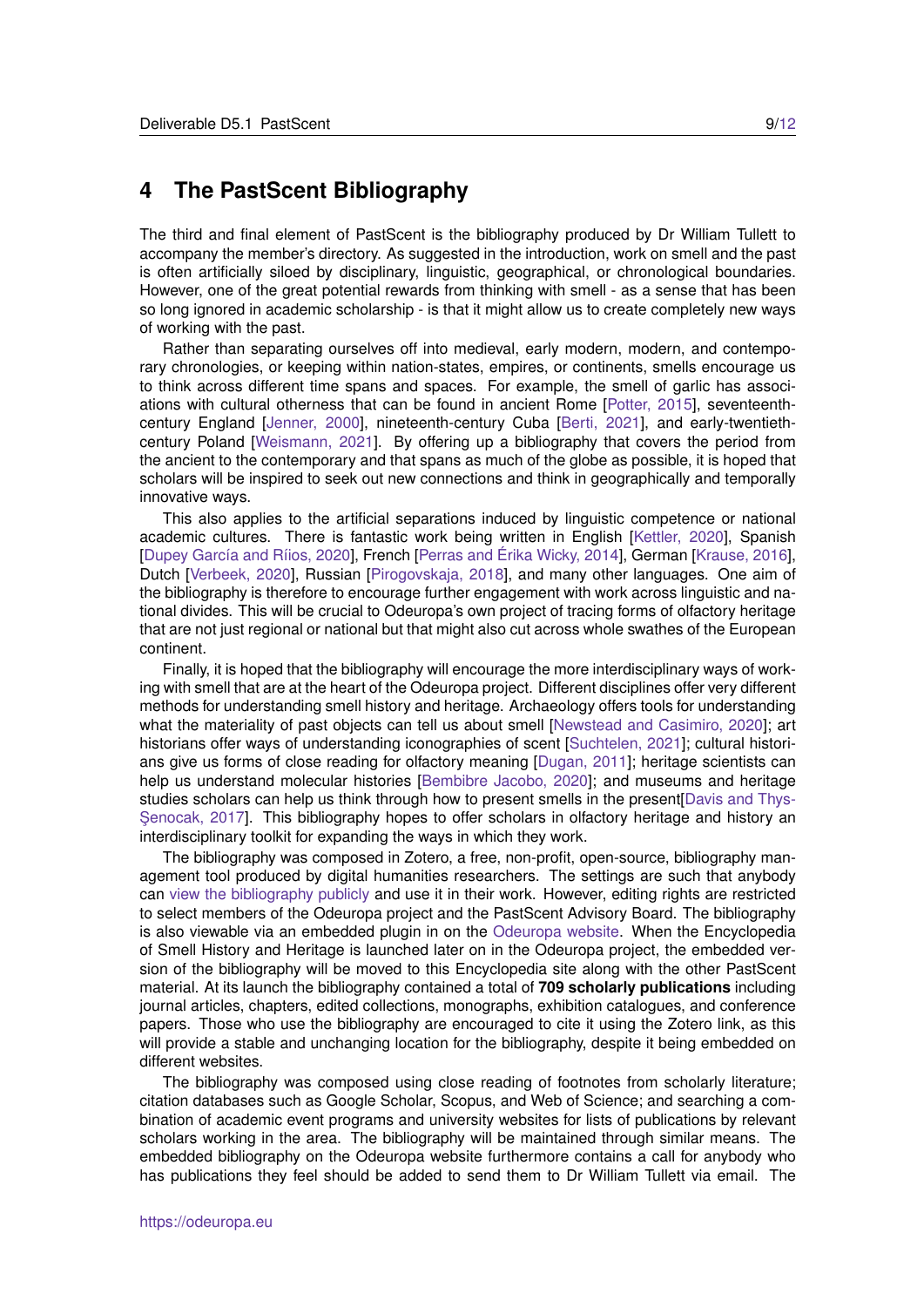# 4 The PastScent Bibliography

The third and final element of PastScent is the bibliography produced by Dr William Tullett to accompany the member's directory. As suggested in the introduction, work on smell and the past is often artificially siloed by disciplinary, linguistic, geographical, or chronological boundaries. However, one of the great potential rewards from thinking with smell - as a sense that has been so long ignored in academic scholarship - is that it might allow us to create completely new ways of working with the past.

Rather than separating ourselves off into medieval, early modern, modern, and contemporary chronologies, or keeping within nation-states, empires, or continents, smells encourage us to think across different time spans and spaces. For example, the smell of garlic has associations with cultural otherness that can be found in ancient Rome [Potter, 2015], seventeenth-century England [Jenner, 2000], nineteenth-century Cuba [Berti, 2021], and early-twentieth-century Poland [Weismann, 2021]. By offering up a bibliography that covers the period from the ancient to the contemporary and that spans as much of the globe as possible, it is hoped that scholars will be inspired to seek out new connections and think in geographically and temporally innovative ways.

This also applies to the artificial separations induced by linguistic competence or national academic cultures. There is fantastic work being written in English [Kettler, 2020], Spanish [Dupey García and Ríios, 2020], French [Perras and Érika Wicky, 2014], German [Krause, 2016], Dutch [Verbeek, 2020], Russian [Pirogovskaja, 2018], and many other languages. One aim of the bibliography is therefore to encourage further engagement with work across linguistic and national divides. This will be crucial to Odeuropa's own project of tracing forms of olfactory heritage that are not just regional or national but that might also cut across whole swathes of the European continent.

Finally, it is hoped that the bibliography will encourage the more interdisciplinary ways of working with smell that are at the heart of the Odeuropa project. Different disciplines offer very different methods for understanding smell history and heritage. Archaeology offers tools for understanding what the materiality of past objects can tell us about smell [Newstead and Casimiro, 2020]; art historians offer ways of understanding iconographies of scent [Suchtelen, 2021]; cultural historians give us forms of close reading for olfactory meaning [Dugan, 2011]; heritage scientists can help us understand molecular histories [Bembibre Jacobo, 2020]; and museums and heritage studies scholars can help us think through how to present smells in the present[Davis and Thys-Şenocak, 2017]. This bibliography hopes to offer scholars in olfactory heritage and history an interdisciplinary toolkit for expanding the ways in which they work.

The bibliography was composed in Zotero, a free, non-profit, open-source, bibliography management tool produced by digital humanities researchers. The settings are such that anybody can view the bibliography publicly and use it in their work. However, editing rights are restricted to select members of the Odeuropa project and the PastScent Advisory Board. The bibliography is also viewable via an embedded plugin in on the Odeuropa website. When the Encyclopedia of Smell History and Heritage is launched later on in the Odeuropa project, the embedded version of the bibliography will be moved to this Encyclopedia site along with the other PastScent material. At its launch the bibliography contained a total of **709 scholarly publications** including journal articles, chapters, edited collections, monographs, exhibition catalogues, and conference papers. Those who use the bibliography are encouraged to cite it using the Zotero link, as this will provide a stable and unchanging location for the bibliography, despite it being embedded on different websites.

The bibliography was composed using close reading of footnotes from scholarly literature; citation databases such as Google Scholar, Scopus, and Web of Science; and searching a combination of academic event programs and university websites for lists of publications by relevant scholars working in the area. The bibliography will be maintained through similar means. The embedded bibliography on the Odeuropa website furthermore contains a call for anybody who has publications they feel should be added to send them to Dr William Tullett via email. The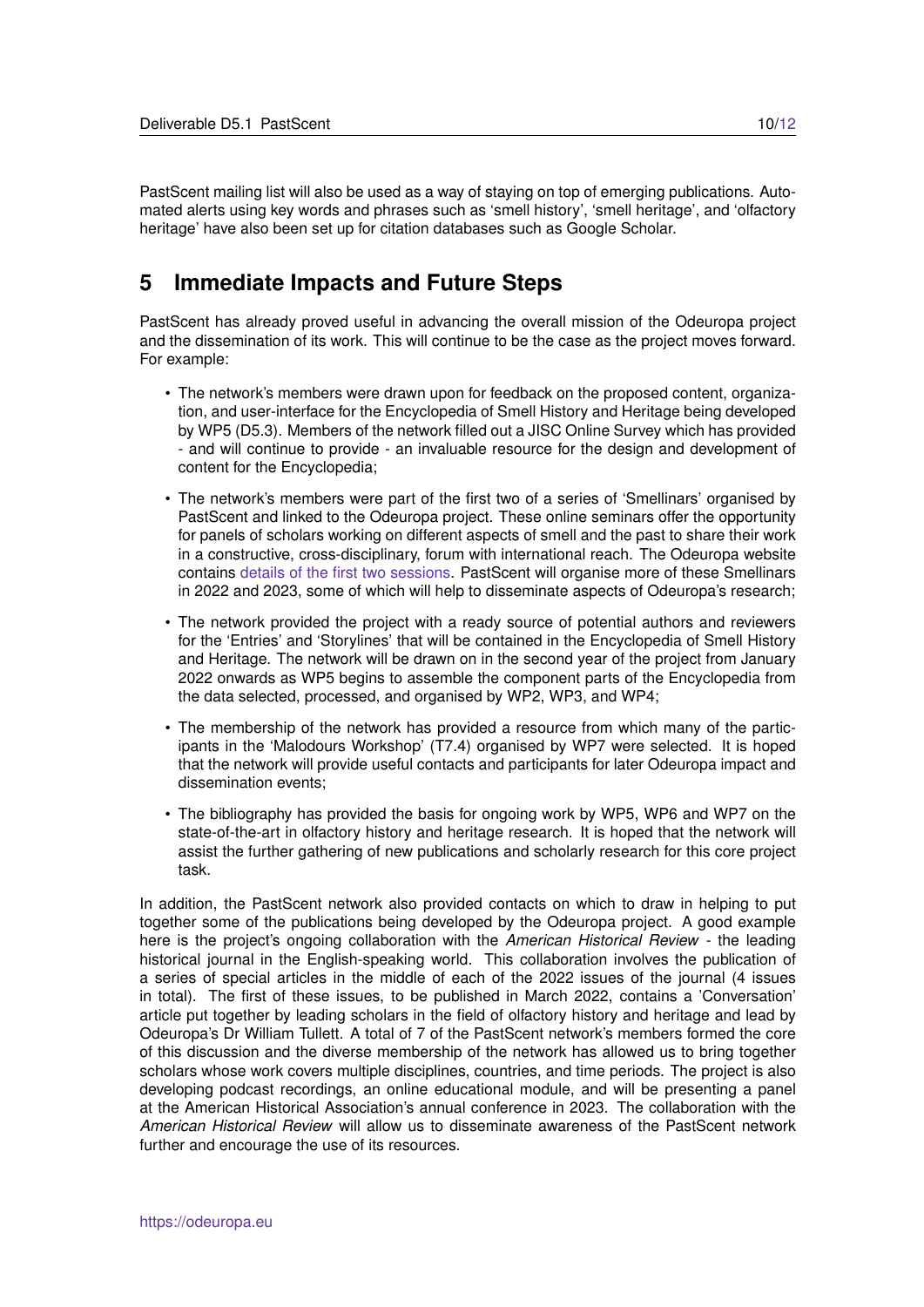PastScent mailing list will also be used as a way of staying on top of emerging publications. Automated alerts using key words and phrases such as 'smell history', 'smell heritage', and 'olfactory heritage' have also been set up for citation databases such as Google Scholar.

# 5 Immediate Impacts and Future Steps

PastScent has already proved useful in advancing the overall mission of the Odeuropa project and the dissemination of its work. This will continue to be the case as the project moves forward. For example:

- The network's members were drawn upon for feedback on the proposed content, organization, and user-interface for the Encyclopedia of Smell History and Heritage being developed by WP5 (D5.3). Members of the network filled out a JISC Online Survey which has provided - and will continue to provide - an invaluable resource for the design and development of content for the Encyclopedia;
- The network's members were part of the first two of a series of 'Smellinars' organised by PastScent and linked to the Odeuropa project. These online seminars offer the opportunity for panels of scholars working on different aspects of smell and the past to share their work in a constructive, cross-disciplinary, forum with international reach. The Odeuropa website contains details of the first two sessions. PastScent will organise more of these Smellinars in 2022 and 2023, some of which will help to disseminate aspects of Odeuropa's research;
- The network provided the project with a ready source of potential authors and reviewers for the 'Entries' and 'Storylines' that will be contained in the Encyclopedia of Smell History and Heritage. The network will be drawn on in the second year of the project from January 2022 onwards as WP5 begins to assemble the component parts of the Encyclopedia from the data selected, processed, and organised by WP2, WP3, and WP4;
- The membership of the network has provided a resource from which many of the participants in the 'Malodours Workshop' (T7.4) organised by WP7 were selected. It is hoped that the network will provide useful contacts and participants for later Odeuropa impact and dissemination events;
- The bibliography has provided the basis for ongoing work by WP5, WP6 and WP7 on the state-of-the-art in olfactory history and heritage research. It is hoped that the network will assist the further gathering of new publications and scholarly research for this core project task.

In addition, the PastScent network also provided contacts on which to draw in helping to put together some of the publications being developed by the Odeuropa project. A good example here is the project's ongoing collaboration with the *American Historical Review* - the leading historical journal in the English-speaking world. This collaboration involves the publication of a series of special articles in the middle of each of the 2022 issues of the journal (4 issues in total). The first of these issues, to be published in March 2022, contains a 'Conversation' article put together by leading scholars in the field of olfactory history and heritage and lead by Odeuropa's Dr William Tullett. A total of 7 of the PastScent network's members formed the core of this discussion and the diverse membership of the network has allowed us to bring together scholars whose work covers multiple disciplines, countries, and time periods. The project is also developing podcast recordings, an online educational module, and will be presenting a panel at the American Historical Association's annual conference in 2023. The collaboration with the *American Historical Review* will allow us to disseminate awareness of the PastScent network further and encourage the use of its resources.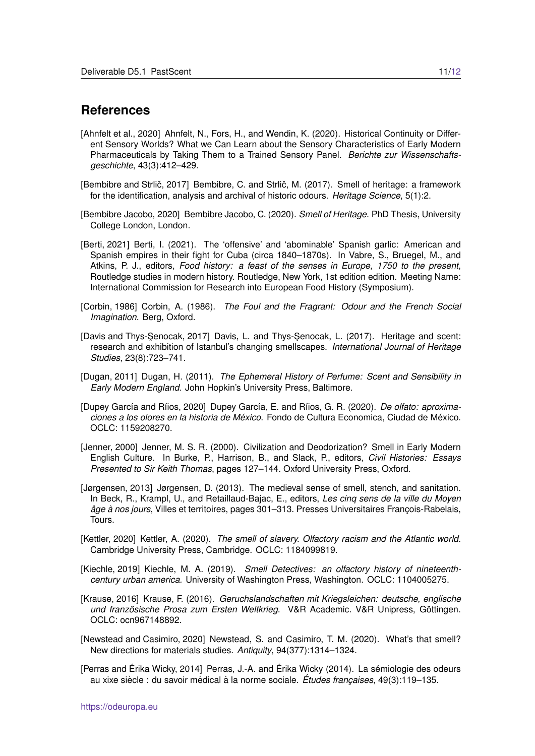## References

[Ahnfelt et al., 2020] Ahnfelt, N., Fors, H., and Wendin, K. (2020). Historical Continuity or Different Sensory Worlds? What we Can Learn about the Sensory Characteristics of Early Modern Pharmaceuticals by Taking Them to a Trained Sensory Panel. *Berichte zur Wissenschaftsgeschichte*, 43(3):412–429.

[Bembibre and Strlič, 2017] Bembibre, C. and Strlič, M. (2017). Smell of heritage: a framework for the identification, analysis and archival of historic odours. *Heritage Science*, 5(1):2.

[Bembibre Jacobo, 2020] Bembibre Jacobo, C. (2020). *Smell of Heritage*. PhD Thesis, University College London, London.

[Berti, 2021] Berti, I. (2021). The 'offensive' and 'abominable' Spanish garlic: American and Spanish empires in their fight for Cuba (circa 1840–1870s). In Vabre, S., Bruegel, M., and Atkins, P. J., editors, *Food history: a feast of the senses in Europe, 1750 to the present*, Routledge studies in modern history. Routledge, New York, 1st edition edition. Meeting Name: International Commission for Research into European Food History (Symposium).

[Corbin, 1986] Corbin, A. (1986). *The Foul and the Fragrant: Odour and the French Social Imagination*. Berg, Oxford.

[Davis and Thys-Şenocak, 2017] Davis, L. and Thys-Şenocak, L. (2017). Heritage and scent: research and exhibition of Istanbul's changing smellscapes. *International Journal of Heritage Studies*, 23(8):723–741.

[Dugan, 2011] Dugan, H. (2011). *The Ephemeral History of Perfume: Scent and Sensibility in Early Modern England.* John Hopkin's University Press, Baltimore.

[Dupey García and Ríios, 2020] Dupey García, E. and Ríios, G. R. (2020). *De olfato: aproximaciones a los olores en la historia de México*. Fondo de Cultura Economica, Ciudad de México. OCLC: 1159208270.

[Jenner, 2000] Jenner, M. S. R. (2000). Civilization and Deodorization? Smell in Early Modern English Culture. In Burke, P., Harrison, B., and Slack, P., editors, *Civil Histories: Essays Presented to Sir Keith Thomas*, pages 127–144. Oxford University Press, Oxford.

[Jørgensen, 2013] Jørgensen, D. (2013). The medieval sense of smell, stench, and sanitation. In Beck, R., Krampl, U., and Retaillaud-Bajac, E., editors, *Les cinq sens de la ville du Moyen âge à nos jours*, Villes et territoires, pages 301–313. Presses Universitaires François-Rabelais, Tours.

[Kettler, 2020] Kettler, A. (2020). *The smell of slavery. Olfactory racism and the Atlantic world.* Cambridge University Press, Cambridge. OCLC: 1184099819.

[Kiechle, 2019] Kiechle, M. A. (2019). *Smell Detectives: an olfactory history of nineteenth-century urban america.* University of Washington Press, Washington. OCLC: 1104005275.

[Krause, 2016] Krause, F. (2016). *Geruchslandschaften mit Kriegsleichen: deutsche, englische und französische Prosa zum Ersten Weltkrieg*. V&R Academic. V&R Unipress, Göttingen. OCLC: ocn967148892.

[Newstead and Casimiro, 2020] Newstead, S. and Casimiro, T. M. (2020). What's that smell? New directions for materials studies. *Antiquity*, 94(377):1314–1324.

[Perras and Érika Wicky, 2014] Perras, J.-A. and Érika Wicky (2014). La sémiologie des odeurs au xixe siècle : du savoir médical à la norme sociale. *Études françaises*, 49(3):119–135.

https://odeuropa.eu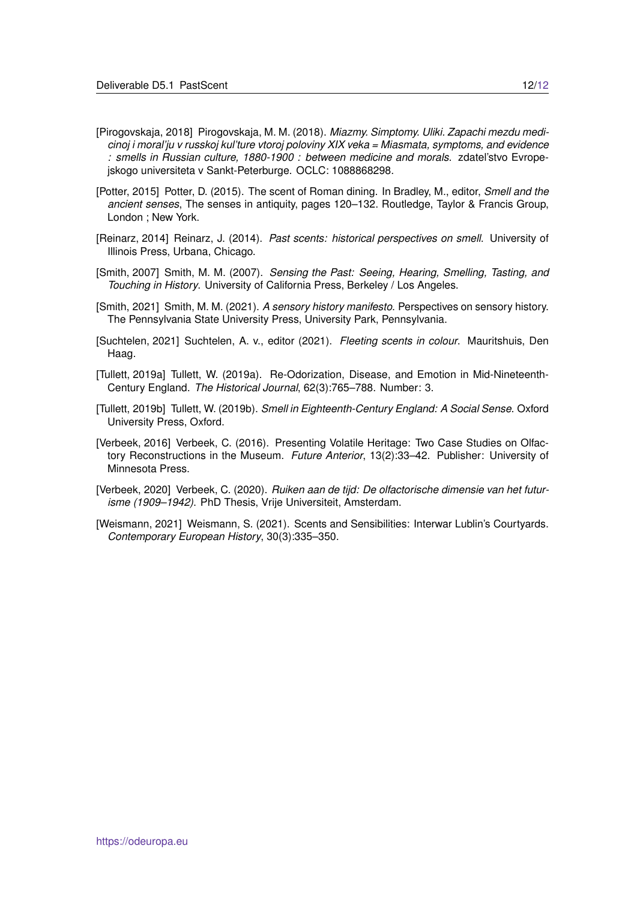[Pirogovskaja, 2018] Pirogovskaja, M. M. (2018). *Miazmy. Simptomy. Uliki. Zapachi mezdu medicinoj i moral'ju v russkoj kul'ture vtoroj poloviny XIX veka = Miasmata, symptoms, and evidence : smells in Russian culture, 1880-1900 : between medicine and morals*. zdatel'stvo Evropejskogo universiteta v Sankt-Peterburge. OCLC: 1088868298.

[Potter, 2015] Potter, D. (2015). The scent of Roman dining. In Bradley, M., editor, *Smell and the ancient senses*, The senses in antiquity, pages 120–132. Routledge, Taylor & Francis Group, London ; New York.

[Reinarz, 2014] Reinarz, J. (2014). *Past scents: historical perspectives on smell*. University of Illinois Press, Urbana, Chicago.

[Smith, 2007] Smith, M. M. (2007). *Sensing the Past: Seeing, Hearing, Smelling, Tasting, and Touching in History*. University of California Press, Berkeley / Los Angeles.

[Smith, 2021] Smith, M. M. (2021). *A sensory history manifesto*. Perspectives on sensory history. The Pennsylvania State University Press, University Park, Pennsylvania.

[Suchtelen, 2021] Suchtelen, A. v., editor (2021). *Fleeting scents in colour*. Mauritshuis, Den Haag.

[Tullett, 2019a] Tullett, W. (2019a). Re-Odorization, Disease, and Emotion in Mid-Nineteenth-Century England. *The Historical Journal*, 62(3):765–788. Number: 3.

[Tullett, 2019b] Tullett, W. (2019b). *Smell in Eighteenth-Century England: A Social Sense*. Oxford University Press, Oxford.

[Verbeek, 2016] Verbeek, C. (2016). Presenting Volatile Heritage: Two Case Studies on Olfactory Reconstructions in the Museum. *Future Anterior*, 13(2):33–42. Publisher: University of Minnesota Press.

[Verbeek, 2020] Verbeek, C. (2020). *Ruiken aan de tijd: De olfactorische dimensie van het futurisme (1909–1942)*. PhD Thesis, Vrije Universiteit, Amsterdam.

[Weismann, 2021] Weismann, S. (2021). Scents and Sensibilities: Interwar Lublin's Courtyards. *Contemporary European History*, 30(3):335–350.